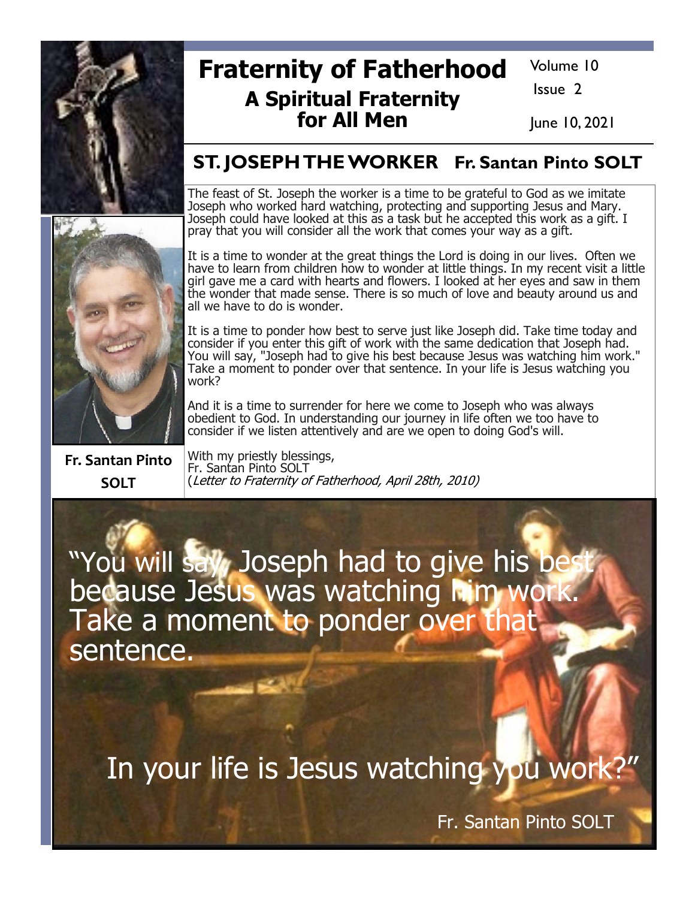# Fraternity of Fatherhood

## A Spiritual Fraternity for All Men

Volume 10
Issue 2
June 10, 2021

## ST. JOSEPH THE WORKER Fr. Santan Pinto SOLT

The feast of St. Joseph the worker is a time to be grateful to God as we imitate Joseph who worked hard watching, protecting and supporting Jesus and Mary. Joseph could have looked at this as a task but he accepted this work as a gift. I pray that you will consider all the work that comes your way as a gift.

It is a time to wonder at the great things the Lord is doing in our lives. Often we have to learn from children how to wonder at little things. In my recent visit a little girl gave me a card with hearts and flowers. I looked at her eyes and saw in them the wonder that made sense. There is so much of love and beauty around us and all we have to do is wonder.

It is a time to ponder how best to serve just like Joseph did. Take time today and consider if you enter this gift of work with the same dedication that Joseph had. You will say, "Joseph had to give his best because Jesus was watching him work." Take a moment to ponder over that sentence. In your life is Jesus watching you work?

And it is a time to surrender for here we come to Joseph who was always obedient to God. In understanding our journey in life often we too have to consider if we listen attentively and are we open to doing God's will.

With my priestly blessings,
Fr. Santan Pinto SOLT
(*Letter to Fraternity of Fatherhood, April 28th, 2010*)

**Fr. Santan Pinto SOLT**

"You will say, Joseph had to give his best because Jesus was watching him work. Take a moment to ponder over that sentence.

In your life is Jesus watching you work?"

Fr. Santan Pinto SOLT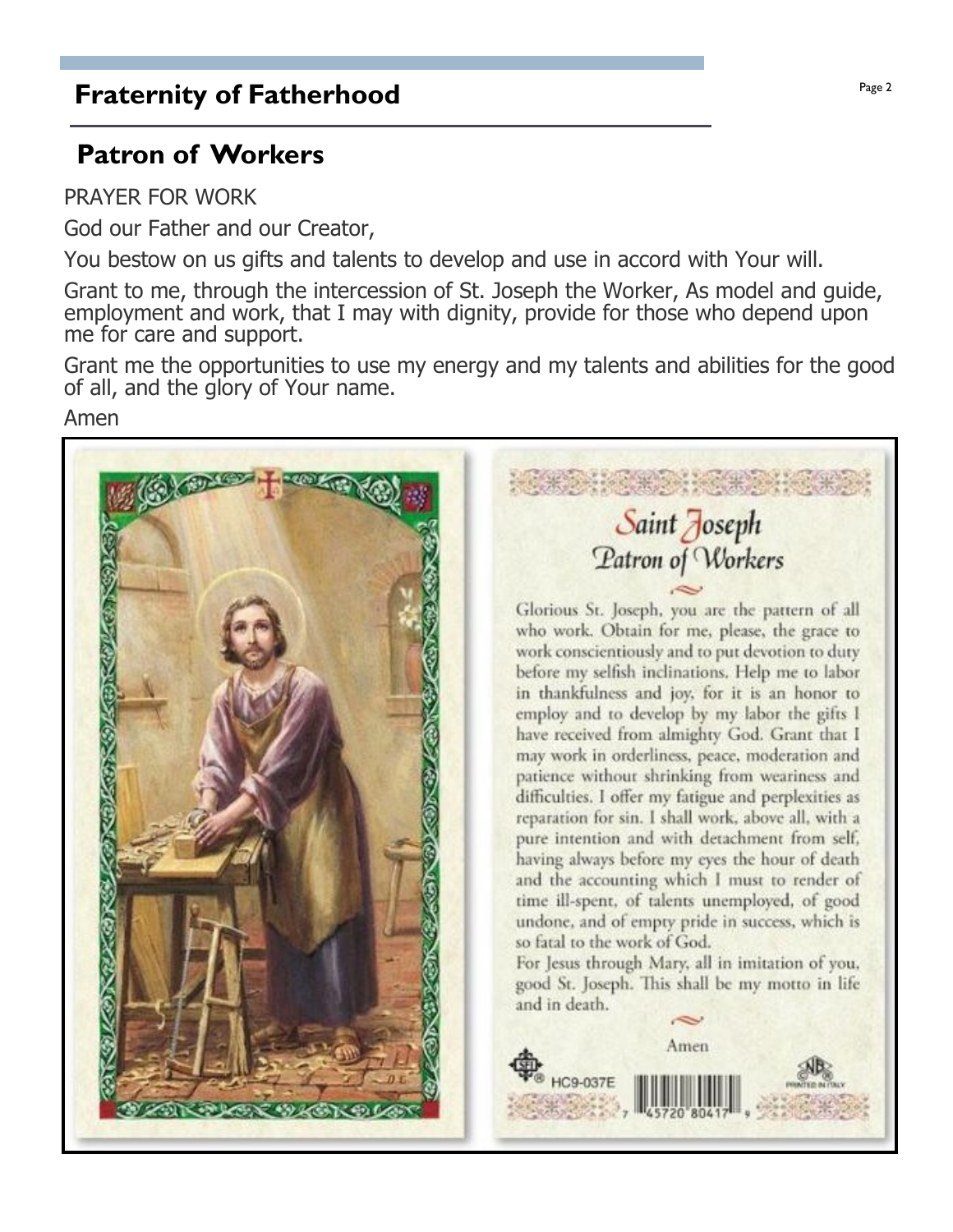# Fraternity of Fatherhood

## Patron of Workers

PRAYER FOR WORK

God our Father and our Creator,

You bestow on us gifts and talents to develop and use in accord with Your will.

Grant to me, through the intercession of St. Joseph the Worker, As model and guide, employment and work, that I may with dignity, provide for those who depend upon me for care and support.

Grant me the opportunities to use my energy and my talents and abilities for the good of all, and the glory of Your name.

Amen

### Saint Joseph
### Patron of Workers

Glorious St. Joseph, you are the pattern of all who work. Obtain for me, please, the grace to work conscientiously and to put devotion to duty before my selfish inclinations. Help me to labor in thankfulness and joy, for it is an honor to employ and to develop by my labor the gifts I have received from almighty God. Grant that I may work in orderliness, peace, moderation and patience without shrinking from weariness and difficulties. I offer my fatigue and perplexities as reparation for sin. I shall work, above all, with a pure intention and with detachment from self, having always before my eyes the hour of death and the accounting which I must to render of time ill-spent, of talents unemployed, of good undone, and of empty pride in success, which is so fatal to the work of God.

For Jesus through Mary, all in imitation of you, good St. Joseph. This shall be my motto in life and in death.

Amen

HC9-037E

PRINTED IN ITALY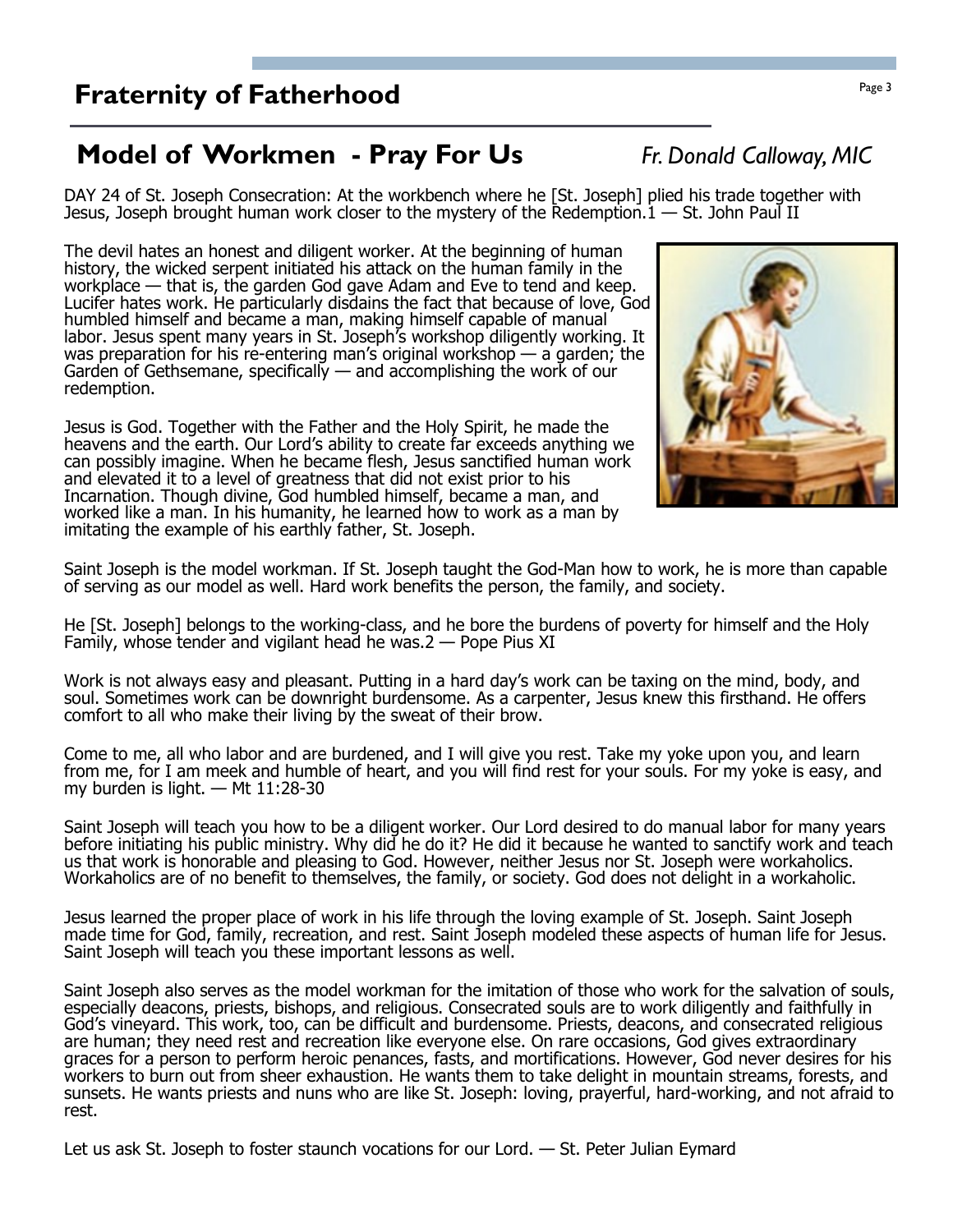## Fraternity of Fatherhood

## Model of Workmen - Pray For Us

*Fr. Donald Calloway, MIC*

DAY 24 of St. Joseph Consecration: At the workbench where he [St. Joseph] plied his trade together with Jesus, Joseph brought human work closer to the mystery of the Redemption.[1] — St. John Paul II

The devil hates an honest and diligent worker. At the beginning of human history, the wicked serpent initiated his attack on the human family in the workplace — that is, the garden God gave Adam and Eve to tend and keep. Lucifer hates work. He particularly disdains the fact that because of love, God humbled himself and became a man, making himself capable of manual labor. Jesus spent many years in St. Joseph's workshop diligently working. It was preparation for his re-entering man's original workshop — a garden; the Garden of Gethsemane, specifically — and accomplishing the work of our redemption.

Jesus is God. Together with the Father and the Holy Spirit, he made the heavens and the earth. Our Lord's ability to create far exceeds anything we can possibly imagine. When he became flesh, Jesus sanctified human work and elevated it to a level of greatness that did not exist prior to his Incarnation. Though divine, God humbled himself, became a man, and worked like a man. In his humanity, he learned how to work as a man by imitating the example of his earthly father, St. Joseph.

Saint Joseph is the model workman. If St. Joseph taught the God-Man how to work, he is more than capable of serving as our model as well. Hard work benefits the person, the family, and society.

He [St. Joseph] belongs to the working-class, and he bore the burdens of poverty for himself and the Holy Family, whose tender and vigilant head he was.[2] — Pope Pius XI

Work is not always easy and pleasant. Putting in a hard day's work can be taxing on the mind, body, and soul. Sometimes work can be downright burdensome. As a carpenter, Jesus knew this firsthand. He offers comfort to all who make their living by the sweat of their brow.

Come to me, all who labor and are burdened, and I will give you rest. Take my yoke upon you, and learn from me, for I am meek and humble of heart, and you will find rest for your souls. For my yoke is easy, and my burden is light. — Mt 11:28-30

Saint Joseph will teach you how to be a diligent worker. Our Lord desired to do manual labor for many years before initiating his public ministry. Why did he do it? He did it because he wanted to sanctify work and teach us that work is honorable and pleasing to God. However, neither Jesus nor St. Joseph were workaholics. Workaholics are of no benefit to themselves, the family, or society. God does not delight in a workaholic.

Jesus learned the proper place of work in his life through the loving example of St. Joseph. Saint Joseph made time for God, family, recreation, and rest. Saint Joseph modeled these aspects of human life for Jesus. Saint Joseph will teach you these important lessons as well.

Saint Joseph also serves as the model workman for the imitation of those who work for the salvation of souls, especially deacons, priests, bishops, and religious. Consecrated souls are to work diligently and faithfully in God's vineyard. This work, too, can be difficult and burdensome. Priests, deacons, and consecrated religious are human; they need rest and recreation like everyone else. On rare occasions, God gives extraordinary graces for a person to perform heroic penances, fasts, and mortifications. However, God never desires for his workers to burn out from sheer exhaustion. He wants them to take delight in mountain streams, forests, and sunsets. He wants priests and nuns who are like St. Joseph: loving, prayerful, hard-working, and not afraid to rest.

Let us ask St. Joseph to foster staunch vocations for our Lord. — St. Peter Julian Eymard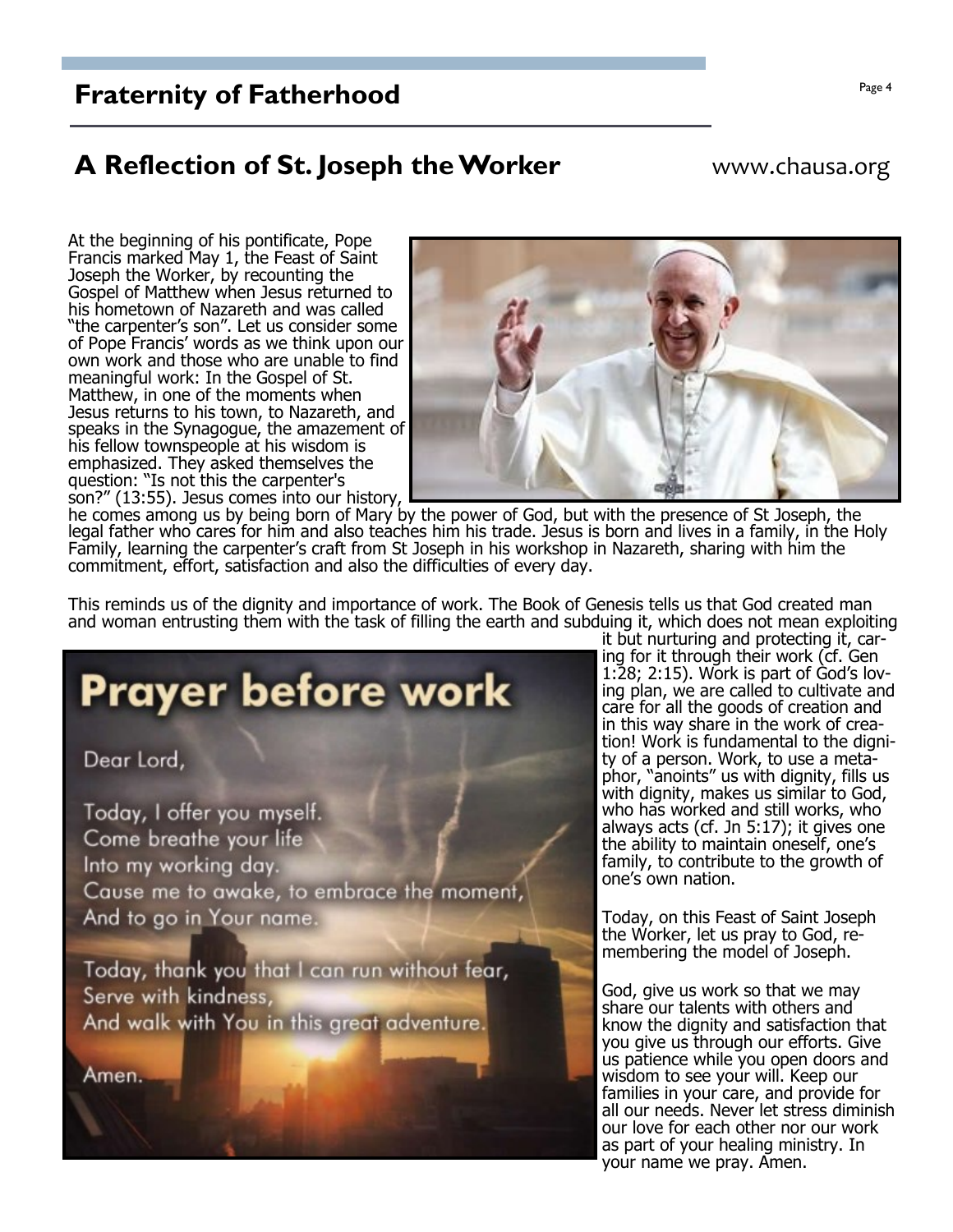## Fraternity of Fatherhood

## A Reflection of St. Joseph the Worker

www.chausa.org

At the beginning of his pontificate, Pope Francis marked May 1, the Feast of Saint Joseph the Worker, by recounting the Gospel of Matthew when Jesus returned to his hometown of Nazareth and was called "the carpenter's son". Let us consider some of Pope Francis' words as we think upon our own work and those who are unable to find meaningful work: In the Gospel of St. Matthew, in one of the moments when Jesus returns to his town, to Nazareth, and speaks in the Synagogue, the amazement of his fellow townspeople at his wisdom is emphasized. They asked themselves the question: "Is not this the carpenter's son?" (13:55). Jesus comes into our history, he comes among us by being born of Mary by the power of God, but with the presence of St Joseph, the legal father who cares for him and also teaches him his trade. Jesus is born and lives in a family, in the Holy Family, learning the carpenter's craft from St Joseph in his workshop in Nazareth, sharing with him the commitment, effort, satisfaction and also the difficulties of every day.

This reminds us of the dignity and importance of work. The Book of Genesis tells us that God created man and woman entrusting them with the task of filling the earth and subduing it, which does not mean exploiting it but nurturing and protecting it, caring for it through their work (cf. Gen 1:28; 2:15). Work is part of God's loving plan, we are called to cultivate and care for all the goods of creation and in this way share in the work of creation! Work is fundamental to the dignity of a person. Work, to use a metaphor, "anoints" us with dignity, fills us with dignity, makes us similar to God, who has worked and still works, who always acts (cf. Jn 5:17); it gives one the ability to maintain oneself, one's family, to contribute to the growth of one's own nation.

**Prayer before work**

Dear Lord,

Today, I offer you myself.
Come breathe your life
Into my working day.
Cause me to awake, to embrace the moment,
And to go in Your name.

Today, thank you that I can run without fear,
Serve with kindness,
And walk with You in this great adventure.

Amen.

Today, on this Feast of Saint Joseph the Worker, let us pray to God, remembering the model of Joseph.

God, give us work so that we may share our talents with others and know the dignity and satisfaction that you give us through our efforts. Give us patience while you open doors and wisdom to see your will. Keep our families in your care, and provide for all our needs. Never let stress diminish our love for each other nor our work as part of your healing ministry. In your name we pray. Amen.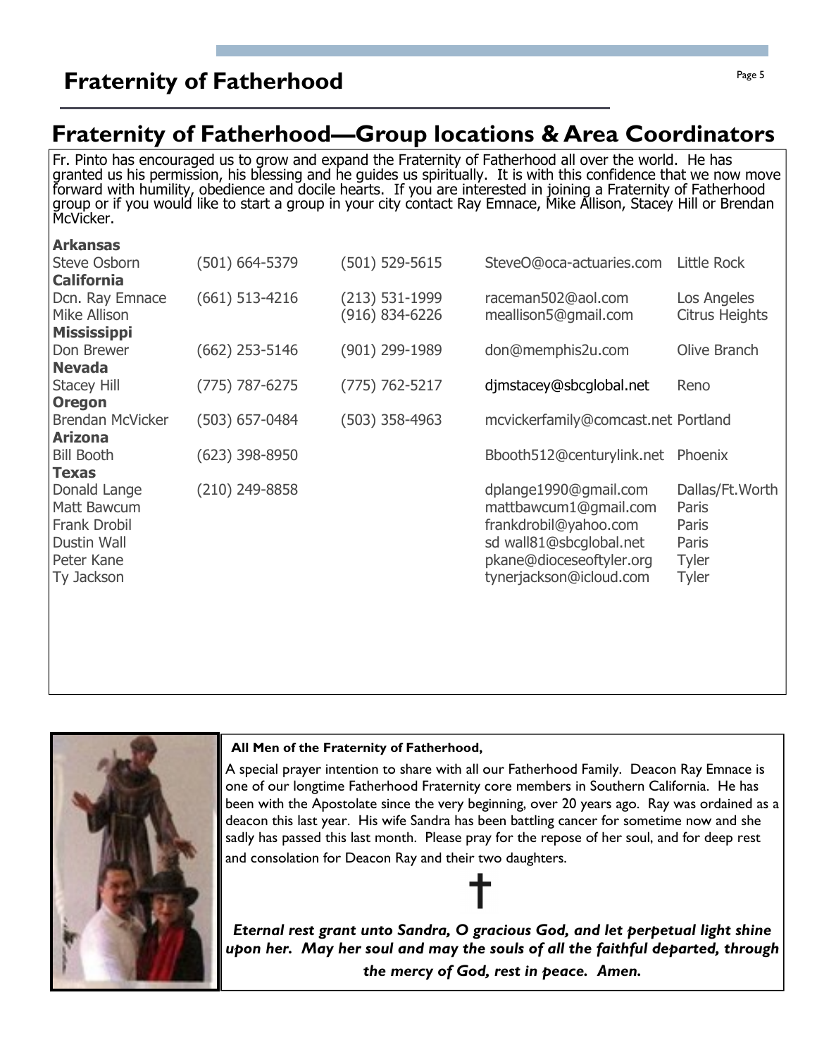## Fraternity of Fatherhood—Group locations & Area Coordinators

Fr. Pinto has encouraged us to grow and expand the Fraternity of Fatherhood all over the world. He has granted us his permission, his blessing and he guides us spiritually. It is with this confidence that we now move forward with humility, obedience and docile hearts. If you are interested in joining a Fraternity of Fatherhood group or if you would like to start a group in your city contact Ray Emnace, Mike Allison, Stacey Hill or Brendan McVicker.

| Name | Phone | Phone | Email | City |
|---|---|---|---|---|
| **Arkansas** | | | | |
| Steve Osborn | (501) 664-5379 | (501) 529-5615 | SteveO@oca-actuaries.com | Little Rock |
| **California** | | | | |
| Dcn. Ray Emnace | (661) 513-4216 | (213) 531-1999 | raceman502@aol.com | Los Angeles |
| Mike Allison | | (916) 834-6226 | meallison5@gmail.com | Citrus Heights |
| **Mississippi** | | | | |
| Don Brewer | (662) 253-5146 | (901) 299-1989 | don@memphis2u.com | Olive Branch |
| **Nevada** | | | | |
| Stacey Hill | (775) 787-6275 | (775) 762-5217 | djmstacey@sbcglobal.net | Reno |
| **Oregon** | | | | |
| Brendan McVicker | (503) 657-0484 | (503) 358-4963 | mcvickerfamily@comcast.net | Portland |
| **Arizona** | | | | |
| Bill Booth | (623) 398-8950 | | Bbooth512@centurylink.net | Phoenix |
| **Texas** | | | | |
| Donald Lange | (210) 249-8858 | | dplange1990@gmail.com | Dallas/Ft.Worth |
| Matt Bawcum | | | mattbawcum1@gmail.com | Paris |
| Frank Drobil | | | frankdrobil@yahoo.com | Paris |
| Dustin Wall | | | sd wall81@sbcglobal.net | Paris |
| Peter Kane | | | pkane@dioceseoftyler.org | Tyler |
| Ty Jackson | | | tynerjackson@icloud.com | Tyler |

**All Men of the Fraternity of Fatherhood,**

A special prayer intention to share with all our Fatherhood Family. Deacon Ray Emnace is one of our longtime Fatherhood Fraternity core members in Southern California. He has been with the Apostolate since the very beginning, over 20 years ago. Ray was ordained as a deacon this last year. His wife Sandra has been battling cancer for sometime now and she sadly has passed this last month. Please pray for the repose of her soul, and for deep rest and consolation for Deacon Ray and their two daughters.

†

***Eternal rest grant unto Sandra, O gracious God, and let perpetual light shine upon her. May her soul and may the souls of all the faithful departed, through the mercy of God, rest in peace. Amen.***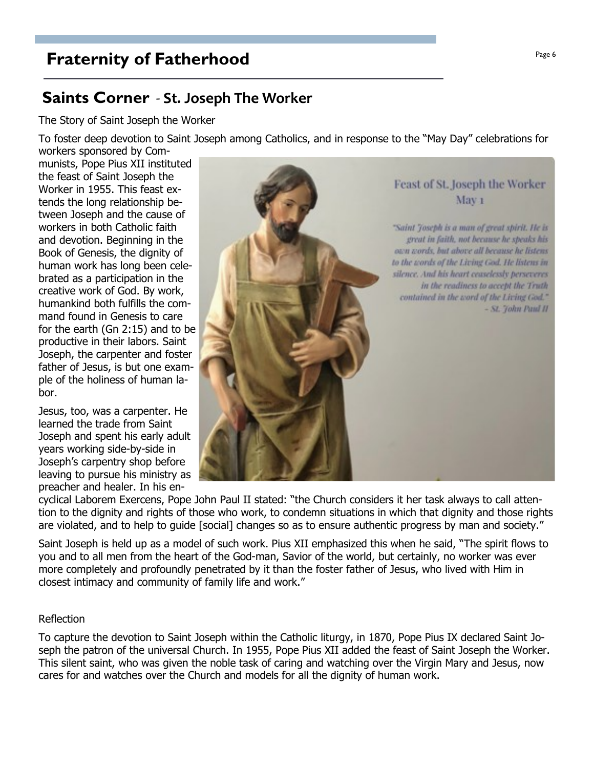# Fraternity of Fatherhood

## Saints Corner - St. Joseph The Worker

The Story of Saint Joseph the Worker

To foster deep devotion to Saint Joseph among Catholics, and in response to the "May Day" celebrations for workers sponsored by Communists, Pope Pius XII instituted the feast of Saint Joseph the Worker in 1955. This feast extends the long relationship between Joseph and the cause of workers in both Catholic faith and devotion. Beginning in the Book of Genesis, the dignity of human work has long been celebrated as a participation in the creative work of God. By work, humankind both fulfills the command found in Genesis to care for the earth (Gn 2:15) and to be productive in their labors. Saint Joseph, the carpenter and foster father of Jesus, is but one example of the holiness of human labor.

Feast of St. Joseph the Worker
May 1

*"Saint Joseph is a man of great spirit. He is great in faith, not because he speaks his own words, but above all because he listens to the words of the Living God. He listens in silence. And his heart ceaselessly perseveres in the readiness to accept the Truth contained in the word of the Living God."*
*- St. John Paul II*

Jesus, too, was a carpenter. He learned the trade from Saint Joseph and spent his early adult years working side-by-side in Joseph's carpentry shop before leaving to pursue his ministry as preacher and healer. In his encyclical Laborem Exercens, Pope John Paul II stated: "the Church considers it her task always to call attention to the dignity and rights of those who work, to condemn situations in which that dignity and those rights are violated, and to help to guide [social] changes so as to ensure authentic progress by man and society."

Saint Joseph is held up as a model of such work. Pius XII emphasized this when he said, "The spirit flows to you and to all men from the heart of the God-man, Savior of the world, but certainly, no worker was ever more completely and profoundly penetrated by it than the foster father of Jesus, who lived with Him in closest intimacy and community of family life and work."

Reflection

To capture the devotion to Saint Joseph within the Catholic liturgy, in 1870, Pope Pius IX declared Saint Joseph the patron of the universal Church. In 1955, Pope Pius XII added the feast of Saint Joseph the Worker. This silent saint, who was given the noble task of caring and watching over the Virgin Mary and Jesus, now cares for and watches over the Church and models for all the dignity of human work.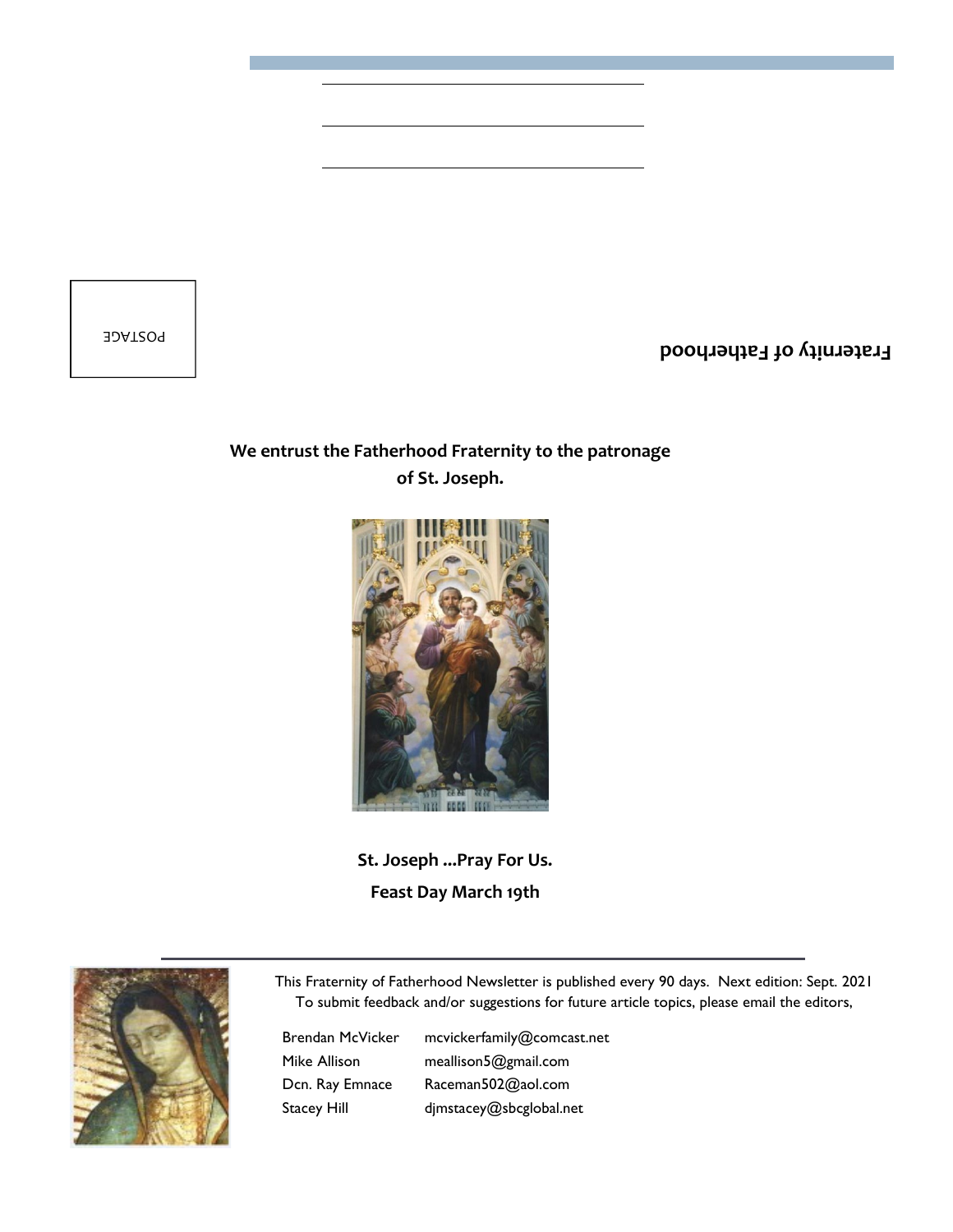POSTAGE

**Fraternity of Fatherhood**

**We entrust the Fatherhood Fraternity to the patronage of St. Joseph.**

**St. Joseph ...Pray For Us.**

**Feast Day March 19th**

This Fraternity of Fatherhood Newsletter is published every 90 days. Next edition: Sept. 2021
To submit feedback and/or suggestions for future article topics, please email the editors,

| | |
|---|---|
| Brendan McVicker | mcvickerfamily@comcast.net |
| Mike Allison | meallison5@gmail.com |
| Dcn. Ray Emnace | Raceman502@aol.com |
| Stacey Hill | djmstacey@sbcglobal.net |